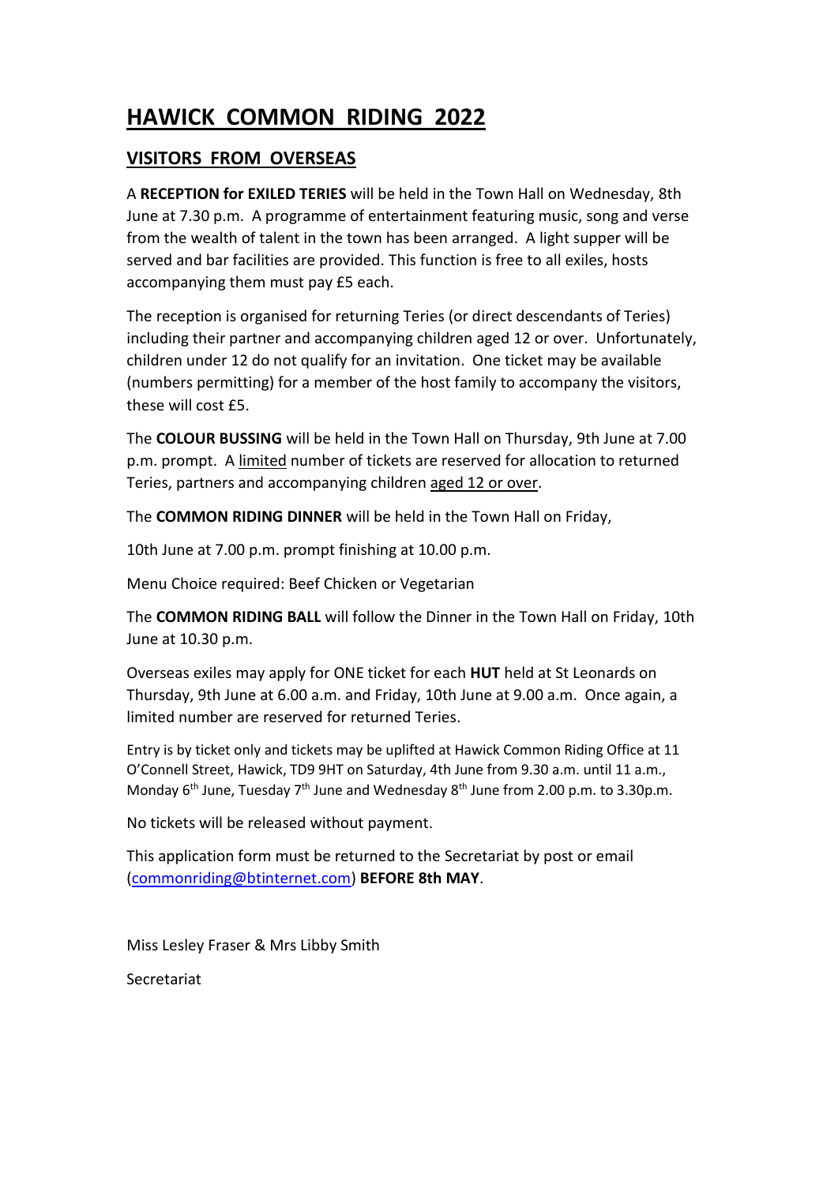# HAWICK COMMON RIDING 2022

## VISITORS FROM OVERSEAS

A **RECEPTION for EXILED TERIES** will be held in the Town Hall on Wednesday, 8th June at 7.30 p.m. A programme of entertainment featuring music, song and verse from the wealth of talent in the town has been arranged. A light supper will be served and bar facilities are provided. This function is free to all exiles, hosts accompanying them must pay £5 each.

The reception is organised for returning Teries (or direct descendants of Teries) including their partner and accompanying children aged 12 or over. Unfortunately, children under 12 do not qualify for an invitation. One ticket may be available (numbers permitting) for a member of the host family to accompany the visitors, these will cost £5.

The **COLOUR BUSSING** will be held in the Town Hall on Thursday, 9th June at 7.00 p.m. prompt. A limited number of tickets are reserved for allocation to returned Teries, partners and accompanying children aged 12 or over.

The **COMMON RIDING DINNER** will be held in the Town Hall on Friday,

10th June at 7.00 p.m. prompt finishing at 10.00 p.m.

Menu Choice required: Beef Chicken or Vegetarian

The **COMMON RIDING BALL** will follow the Dinner in the Town Hall on Friday, 10th June at 10.30 p.m.

Overseas exiles may apply for ONE ticket for each **HUT** held at St Leonards on Thursday, 9th June at 6.00 a.m. and Friday, 10th June at 9.00 a.m. Once again, a limited number are reserved for returned Teries.

Entry is by ticket only and tickets may be uplifted at Hawick Common Riding Office at 11 O'Connell Street, Hawick, TD9 9HT on Saturday, 4th June from 9.30 a.m. until 11 a.m., Monday 6th June, Tuesday 7th June and Wednesday 8th June from 2.00 p.m. to 3.30p.m.

No tickets will be released without payment.

This application form must be returned to the Secretariat by post or email (commonriding@btinternet.com) **BEFORE 8th MAY**.

Miss Lesley Fraser & Mrs Libby Smith

Secretariat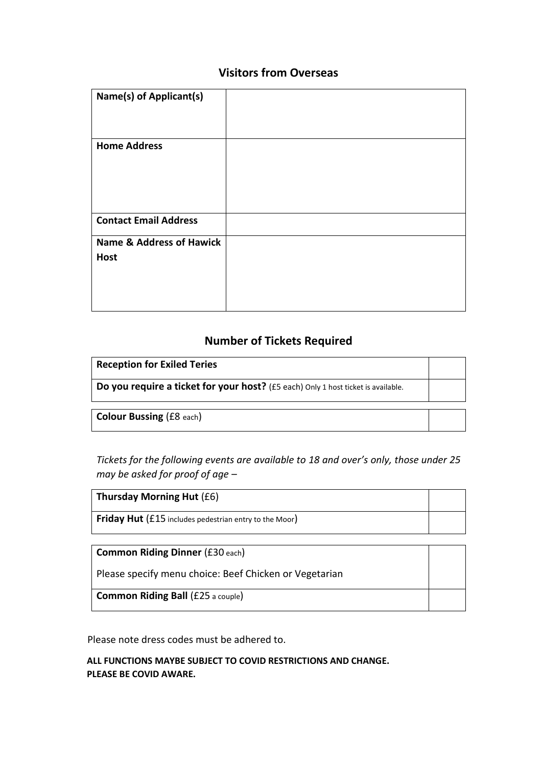## Visitors from Overseas

| | |
|---|---|
| **Name(s) of Applicant(s)** | |
| **Home Address** | |
| **Contact Email Address** | |
| **Name & Address of Hawick Host** | |

## Number of Tickets Required

| | |
|---|---|
| **Reception for Exiled Teries** | |
| **Do you require a ticket for your host?** (£5 each) Only 1 host ticket is available. | |
| **Colour Bussing** (£8 each) | |

*Tickets for the following events are available to 18 and over's only, those under 25 may be asked for proof of age –*

| | |
|---|---|
| **Thursday Morning Hut** (£6) | |
| **Friday Hut** (£15 includes pedestrian entry to the Moor) | |
| **Common Riding Dinner** (£30 each)<br>Please specify menu choice: Beef Chicken or Vegetarian | |
| **Common Riding Ball** (£25 a couple) | |

Please note dress codes must be adhered to.

**ALL FUNCTIONS MAYBE SUBJECT TO COVID RESTRICTIONS AND CHANGE.**
**PLEASE BE COVID AWARE.**